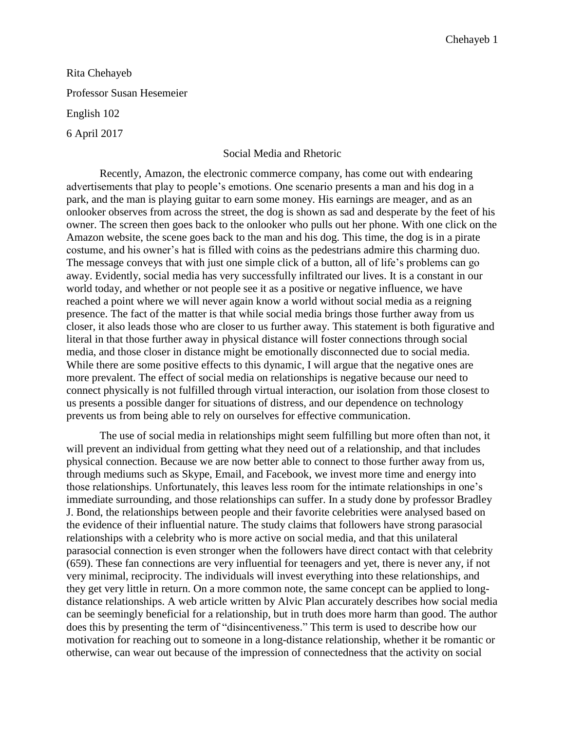Rita Chehayeb

Professor Susan Hesemeier

English 102

6 April 2017

# Social Media and Rhetoric

Recently, Amazon, the electronic commerce company, has come out with endearing advertisements that play to people's emotions. One scenario presents a man and his dog in a park, and the man is playing guitar to earn some money. His earnings are meager, and as an onlooker observes from across the street, the dog is shown as sad and desperate by the feet of his owner. The screen then goes back to the onlooker who pulls out her phone. With one click on the Amazon website, the scene goes back to the man and his dog. This time, the dog is in a pirate costume, and his owner's hat is filled with coins as the pedestrians admire this charming duo. The message conveys that with just one simple click of a button, all of life's problems can go away. Evidently, social media has very successfully infiltrated our lives. It is a constant in our world today, and whether or not people see it as a positive or negative influence, we have reached a point where we will never again know a world without social media as a reigning presence. The fact of the matter is that while social media brings those further away from us closer, it also leads those who are closer to us further away. This statement is both figurative and literal in that those further away in physical distance will foster connections through social media, and those closer in distance might be emotionally disconnected due to social media. While there are some positive effects to this dynamic, I will argue that the negative ones are more prevalent. The effect of social media on relationships is negative because our need to connect physically is not fulfilled through virtual interaction, our isolation from those closest to us presents a possible danger for situations of distress, and our dependence on technology prevents us from being able to rely on ourselves for effective communication.

The use of social media in relationships might seem fulfilling but more often than not, it will prevent an individual from getting what they need out of a relationship, and that includes physical connection. Because we are now better able to connect to those further away from us, through mediums such as Skype, Email, and Facebook, we invest more time and energy into those relationships. Unfortunately, this leaves less room for the intimate relationships in one's immediate surrounding, and those relationships can suffer. In a study done by professor Bradley J. Bond, the relationships between people and their favorite celebrities were analysed based on the evidence of their influential nature. The study claims that followers have strong parasocial relationships with a celebrity who is more active on social media, and that this unilateral parasocial connection is even stronger when the followers have direct contact with that celebrity (659). These fan connections are very influential for teenagers and yet, there is never any, if not very minimal, reciprocity. The individuals will invest everything into these relationships, and they get very little in return. On a more common note, the same concept can be applied to long-distance relationships. A web article written by Alvic Plan accurately describes how social media can be seemingly beneficial for a relationship, but in truth does more harm than good. The author does this by presenting the term of "disincentiveness." This term is used to describe how our motivation for reaching out to someone in a long-distance relationship, whether it be romantic or otherwise, can wear out because of the impression of connectedness that the activity on social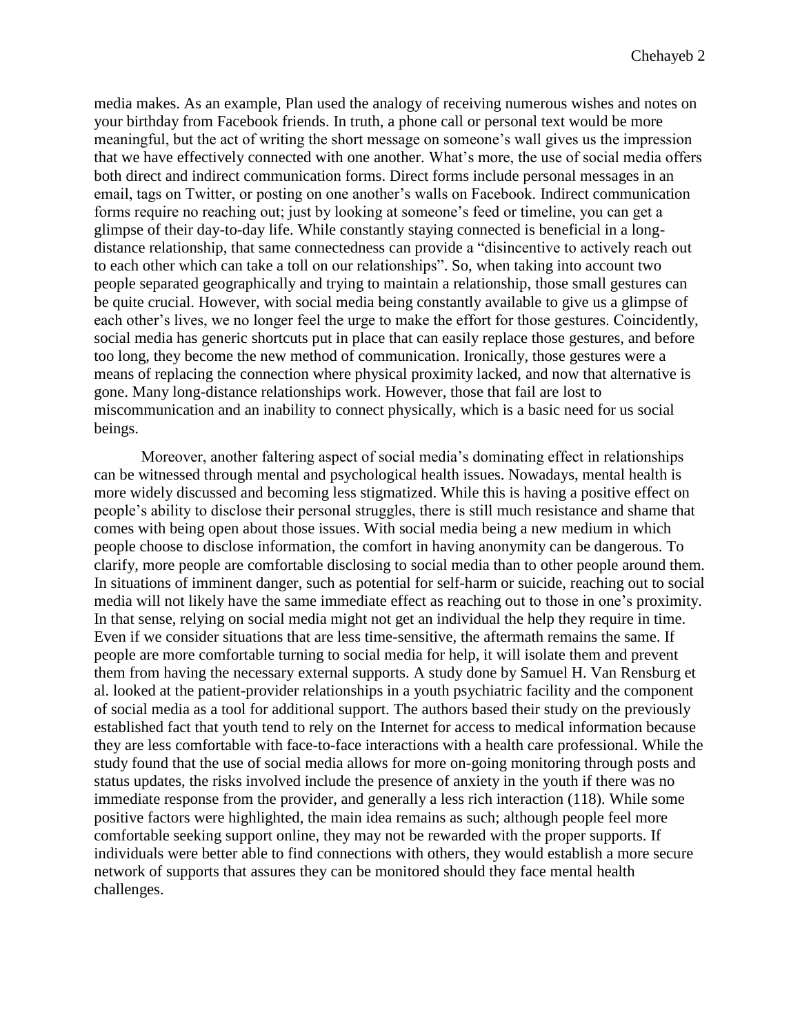media makes. As an example, Plan used the analogy of receiving numerous wishes and notes on your birthday from Facebook friends. In truth, a phone call or personal text would be more meaningful, but the act of writing the short message on someone's wall gives us the impression that we have effectively connected with one another. What's more, the use of social media offers both direct and indirect communication forms. Direct forms include personal messages in an email, tags on Twitter, or posting on one another's walls on Facebook. Indirect communication forms require no reaching out; just by looking at someone's feed or timeline, you can get a glimpse of their day-to-day life. While constantly staying connected is beneficial in a long-distance relationship, that same connectedness can provide a "disincentive to actively reach out to each other which can take a toll on our relationships". So, when taking into account two people separated geographically and trying to maintain a relationship, those small gestures can be quite crucial. However, with social media being constantly available to give us a glimpse of each other's lives, we no longer feel the urge to make the effort for those gestures. Coincidently, social media has generic shortcuts put in place that can easily replace those gestures, and before too long, they become the new method of communication. Ironically, those gestures were a means of replacing the connection where physical proximity lacked, and now that alternative is gone. Many long-distance relationships work. However, those that fail are lost to miscommunication and an inability to connect physically, which is a basic need for us social beings.

Moreover, another faltering aspect of social media's dominating effect in relationships can be witnessed through mental and psychological health issues. Nowadays, mental health is more widely discussed and becoming less stigmatized. While this is having a positive effect on people's ability to disclose their personal struggles, there is still much resistance and shame that comes with being open about those issues. With social media being a new medium in which people choose to disclose information, the comfort in having anonymity can be dangerous. To clarify, more people are comfortable disclosing to social media than to other people around them. In situations of imminent danger, such as potential for self-harm or suicide, reaching out to social media will not likely have the same immediate effect as reaching out to those in one's proximity. In that sense, relying on social media might not get an individual the help they require in time. Even if we consider situations that are less time-sensitive, the aftermath remains the same. If people are more comfortable turning to social media for help, it will isolate them and prevent them from having the necessary external supports. A study done by Samuel H. Van Rensburg et al. looked at the patient-provider relationships in a youth psychiatric facility and the component of social media as a tool for additional support. The authors based their study on the previously established fact that youth tend to rely on the Internet for access to medical information because they are less comfortable with face-to-face interactions with a health care professional. While the study found that the use of social media allows for more on-going monitoring through posts and status updates, the risks involved include the presence of anxiety in the youth if there was no immediate response from the provider, and generally a less rich interaction (118). While some positive factors were highlighted, the main idea remains as such; although people feel more comfortable seeking support online, they may not be rewarded with the proper supports. If individuals were better able to find connections with others, they would establish a more secure network of supports that assures they can be monitored should they face mental health challenges.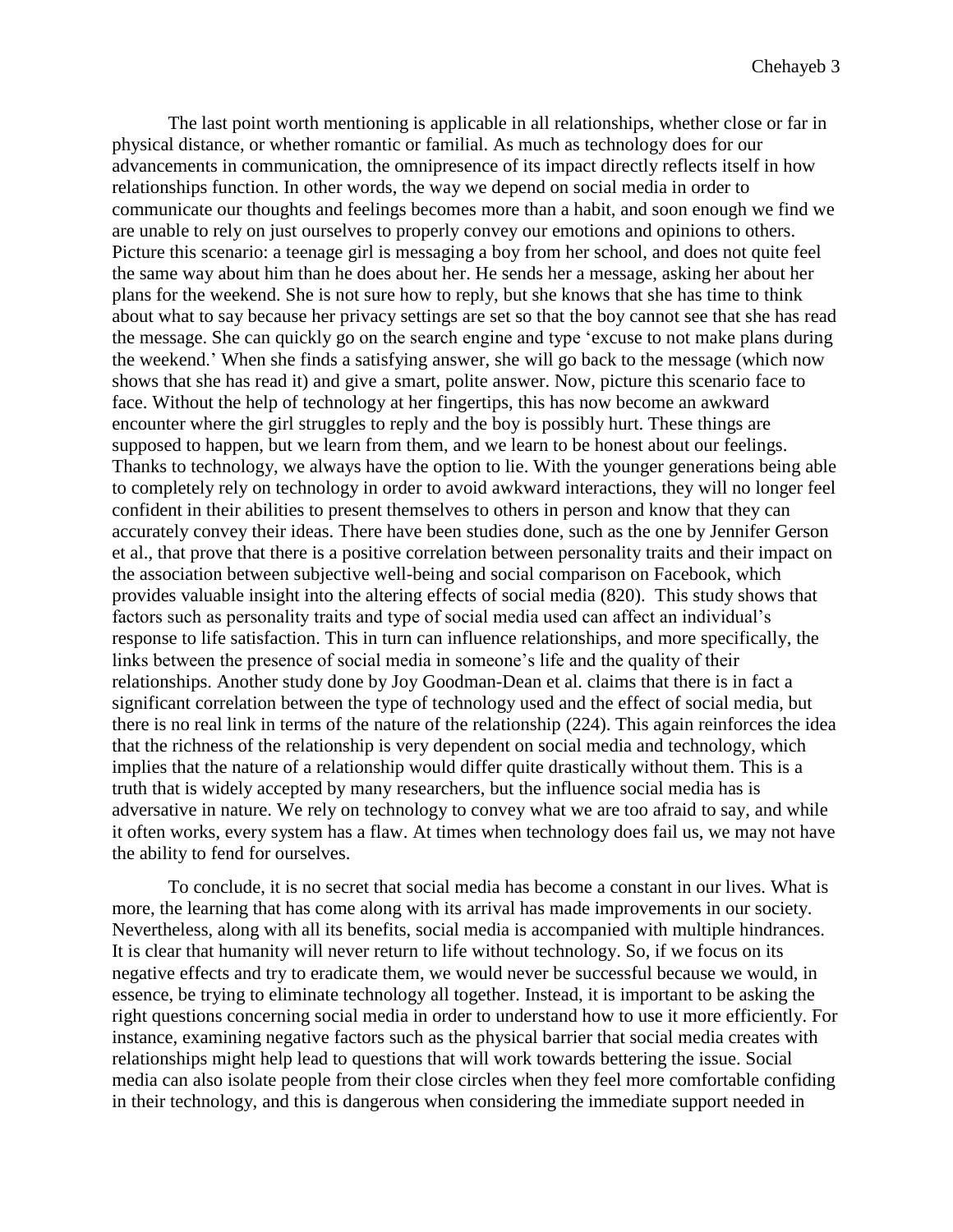The last point worth mentioning is applicable in all relationships, whether close or far in physical distance, or whether romantic or familial. As much as technology does for our advancements in communication, the omnipresence of its impact directly reflects itself in how relationships function. In other words, the way we depend on social media in order to communicate our thoughts and feelings becomes more than a habit, and soon enough we find we are unable to rely on just ourselves to properly convey our emotions and opinions to others. Picture this scenario: a teenage girl is messaging a boy from her school, and does not quite feel the same way about him than he does about her. He sends her a message, asking her about her plans for the weekend. She is not sure how to reply, but she knows that she has time to think about what to say because her privacy settings are set so that the boy cannot see that she has read the message. She can quickly go on the search engine and type 'excuse to not make plans during the weekend.' When she finds a satisfying answer, she will go back to the message (which now shows that she has read it) and give a smart, polite answer. Now, picture this scenario face to face. Without the help of technology at her fingertips, this has now become an awkward encounter where the girl struggles to reply and the boy is possibly hurt. These things are supposed to happen, but we learn from them, and we learn to be honest about our feelings. Thanks to technology, we always have the option to lie. With the younger generations being able to completely rely on technology in order to avoid awkward interactions, they will no longer feel confident in their abilities to present themselves to others in person and know that they can accurately convey their ideas. There have been studies done, such as the one by Jennifer Gerson et al., that prove that there is a positive correlation between personality traits and their impact on the association between subjective well-being and social comparison on Facebook, which provides valuable insight into the altering effects of social media (820). This study shows that factors such as personality traits and type of social media used can affect an individual's response to life satisfaction. This in turn can influence relationships, and more specifically, the links between the presence of social media in someone's life and the quality of their relationships. Another study done by Joy Goodman-Dean et al. claims that there is in fact a significant correlation between the type of technology used and the effect of social media, but there is no real link in terms of the nature of the relationship (224). This again reinforces the idea that the richness of the relationship is very dependent on social media and technology, which implies that the nature of a relationship would differ quite drastically without them. This is a truth that is widely accepted by many researchers, but the influence social media has is adversative in nature. We rely on technology to convey what we are too afraid to say, and while it often works, every system has a flaw. At times when technology does fail us, we may not have the ability to fend for ourselves.

To conclude, it is no secret that social media has become a constant in our lives. What is more, the learning that has come along with its arrival has made improvements in our society. Nevertheless, along with all its benefits, social media is accompanied with multiple hindrances. It is clear that humanity will never return to life without technology. So, if we focus on its negative effects and try to eradicate them, we would never be successful because we would, in essence, be trying to eliminate technology all together. Instead, it is important to be asking the right questions concerning social media in order to understand how to use it more efficiently. For instance, examining negative factors such as the physical barrier that social media creates with relationships might help lead to questions that will work towards bettering the issue. Social media can also isolate people from their close circles when they feel more comfortable confiding in their technology, and this is dangerous when considering the immediate support needed in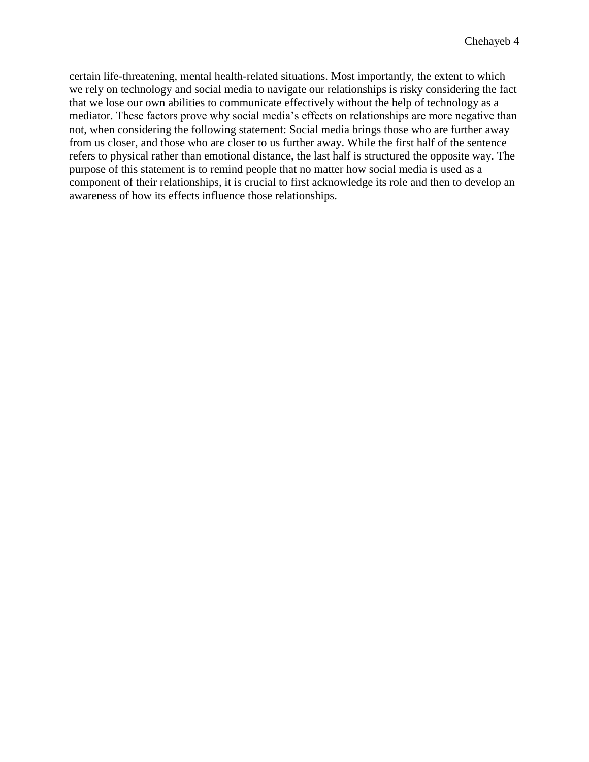certain life-threatening, mental health-related situations. Most importantly, the extent to which we rely on technology and social media to navigate our relationships is risky considering the fact that we lose our own abilities to communicate effectively without the help of technology as a mediator. These factors prove why social media's effects on relationships are more negative than not, when considering the following statement: Social media brings those who are further away from us closer, and those who are closer to us further away. While the first half of the sentence refers to physical rather than emotional distance, the last half is structured the opposite way. The purpose of this statement is to remind people that no matter how social media is used as a component of their relationships, it is crucial to first acknowledge its role and then to develop an awareness of how its effects influence those relationships.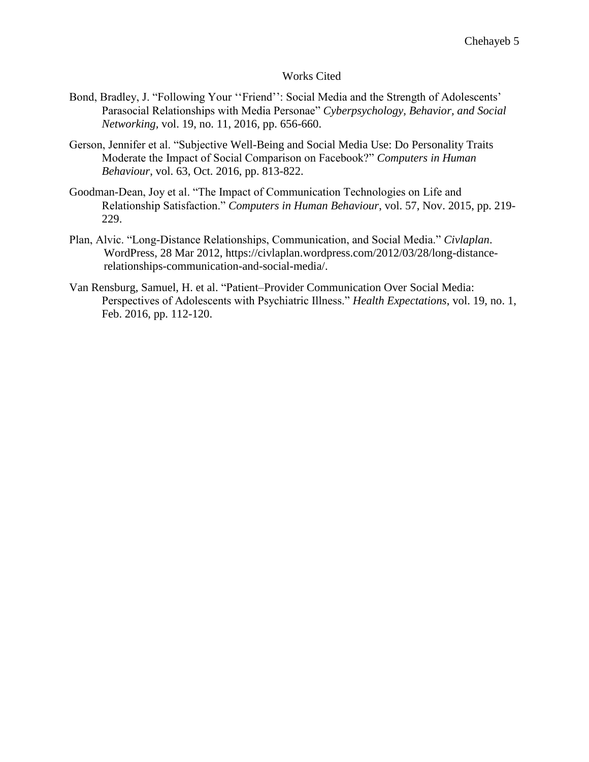# Works Cited

Bond, Bradley, J. "Following Your ''Friend'': Social Media and the Strength of Adolescents' Parasocial Relationships with Media Personae" *Cyberpsychology, Behavior, and Social Networking*, vol. 19, no. 11, 2016, pp. 656-660.

Gerson, Jennifer et al. "Subjective Well-Being and Social Media Use: Do Personality Traits Moderate the Impact of Social Comparison on Facebook?" *Computers in Human Behaviour*, vol. 63, Oct. 2016, pp. 813-822.

Goodman-Dean, Joy et al. "The Impact of Communication Technologies on Life and Relationship Satisfaction." *Computers in Human Behaviour*, vol. 57, Nov. 2015, pp. 219-229.

Plan, Alvic. "Long-Distance Relationships, Communication, and Social Media." *Civlaplan*. WordPress, 28 Mar 2012, https://civlaplan.wordpress.com/2012/03/28/long-distance-relationships-communication-and-social-media/.

Van Rensburg, Samuel, H. et al. "Patient–Provider Communication Over Social Media: Perspectives of Adolescents with Psychiatric Illness." *Health Expectations*, vol. 19, no. 1, Feb. 2016, pp. 112-120.